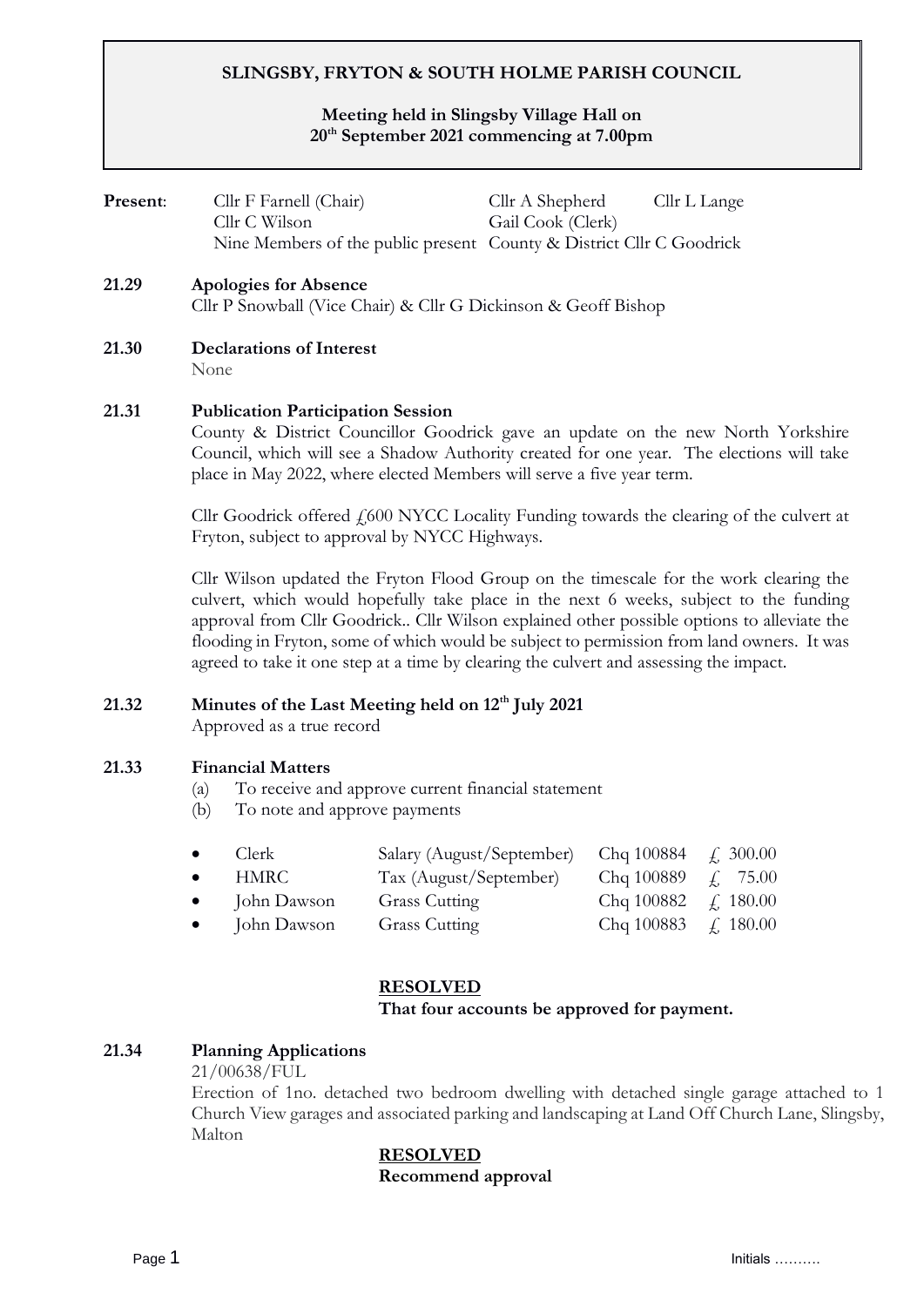# SLINGSBY, FRYTON & SOUTH HOLME PARISH COUNCIL

**Meeting held in Slingsby Village Hall on 20th September 2021 commencing at 7.00pm**

**Present**: Cllr F Farnell (Chair), Cllr A Shepherd, Cllr L Lange, Cllr C Wilson, Gail Cook (Clerk), Nine Members of the public present, County & District Cllr C Goodrick

**21.29 Apologies for Absence**

Cllr P Snowball (Vice Chair) & Cllr G Dickinson & Geoff Bishop

**21.30 Declarations of Interest**

None

**21.31 Publication Participation Session**

County & District Councillor Goodrick gave an update on the new North Yorkshire Council, which will see a Shadow Authority created for one year. The elections will take place in May 2022, where elected Members will serve a five year term.

Cllr Goodrick offered £600 NYCC Locality Funding towards the clearing of the culvert at Fryton, subject to approval by NYCC Highways.

Cllr Wilson updated the Fryton Flood Group on the timescale for the work clearing the culvert, which would hopefully take place in the next 6 weeks, subject to the funding approval from Cllr Goodrick.. Cllr Wilson explained other possible options to alleviate the flooding in Fryton, some of which would be subject to permission from land owners. It was agreed to take it one step at a time by clearing the culvert and assessing the impact.

**21.32 Minutes of the Last Meeting held on 12th July 2021**

Approved as a true record

**21.33 Financial Matters**

(a) To receive and approve current financial statement
(b) To note and approve payments

| | | | |
|---|---|---|---|
| Clerk | Salary (August/September) | Chq 100884 | £ 300.00 |
| HMRC | Tax (August/September) | Chq 100889 | £ 75.00 |
| John Dawson | Grass Cutting | Chq 100882 | £ 180.00 |
| John Dawson | Grass Cutting | Chq 100883 | £ 180.00 |

**RESOLVED**

**That four accounts be approved for payment.**

**21.34 Planning Applications**

21/00638/FUL

Erection of 1no. detached two bedroom dwelling with detached single garage attached to 1 Church View garages and associated parking and landscaping at Land Off Church Lane, Slingsby, Malton

**RESOLVED**

**Recommend approval**

Initials ……….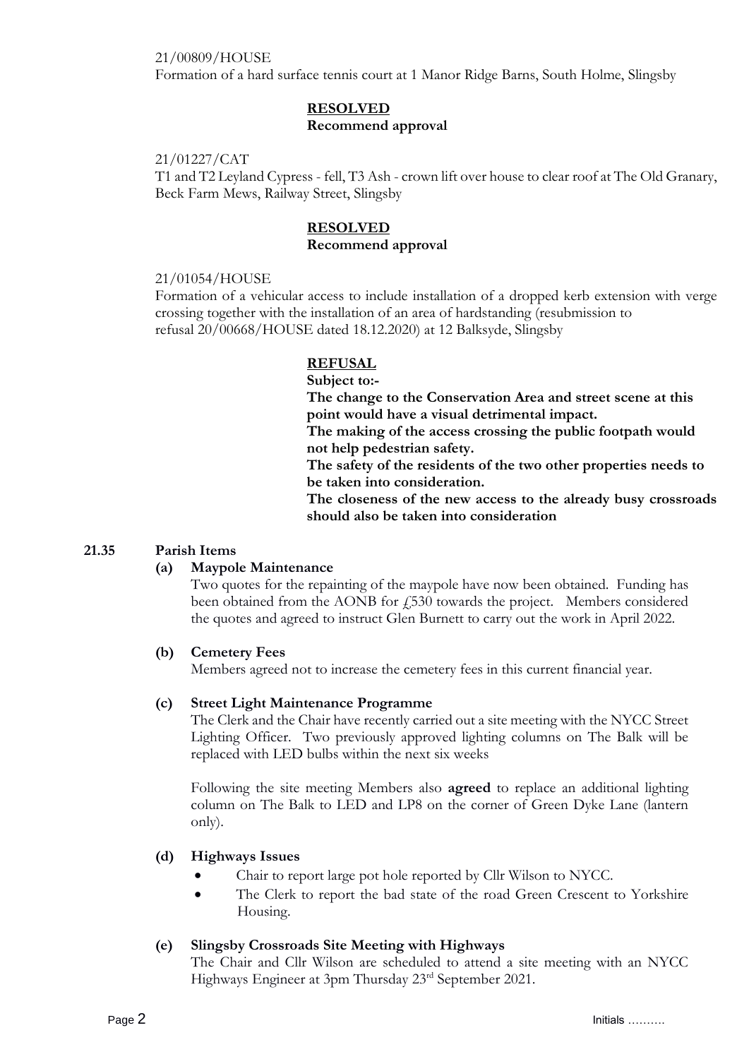21/00809/HOUSE
Formation of a hard surface tennis court at 1 Manor Ridge Barns, South Holme, Slingsby

**RESOLVED**
**Recommend approval**

21/01227/CAT
T1 and T2 Leyland Cypress - fell, T3 Ash - crown lift over house to clear roof at The Old Granary, Beck Farm Mews, Railway Street, Slingsby

**RESOLVED**
**Recommend approval**

21/01054/HOUSE
Formation of a vehicular access to include installation of a dropped kerb extension with verge crossing together with the installation of an area of hardstanding (resubmission to refusal 20/00668/HOUSE dated 18.12.2020) at 12 Balksyde, Slingsby

**REFUSAL**
**Subject to:-**
**The change to the Conservation Area and street scene at this point would have a visual detrimental impact.**
**The making of the access crossing the public footpath would not help pedestrian safety.**
**The safety of the residents of the two other properties needs to be taken into consideration.**
**The closeness of the new access to the already busy crossroads should also be taken into consideration**

## 21.35 Parish Items

### (a) Maypole Maintenance

Two quotes for the repainting of the maypole have now been obtained. Funding has been obtained from the AONB for £530 towards the project. Members considered the quotes and agreed to instruct Glen Burnett to carry out the work in April 2022.

### (b) Cemetery Fees

Members agreed not to increase the cemetery fees in this current financial year.

### (c) Street Light Maintenance Programme

The Clerk and the Chair have recently carried out a site meeting with the NYCC Street Lighting Officer. Two previously approved lighting columns on The Balk will be replaced with LED bulbs within the next six weeks

Following the site meeting Members also **agreed** to replace an additional lighting column on The Balk to LED and LP8 on the corner of Green Dyke Lane (lantern only).

### (d) Highways Issues

- Chair to report large pot hole reported by Cllr Wilson to NYCC.
- The Clerk to report the bad state of the road Green Crescent to Yorkshire Housing.

### (e) Slingsby Crossroads Site Meeting with Highways

The Chair and Cllr Wilson are scheduled to attend a site meeting with an NYCC Highways Engineer at 3pm Thursday 23rd September 2021.

Initials ……….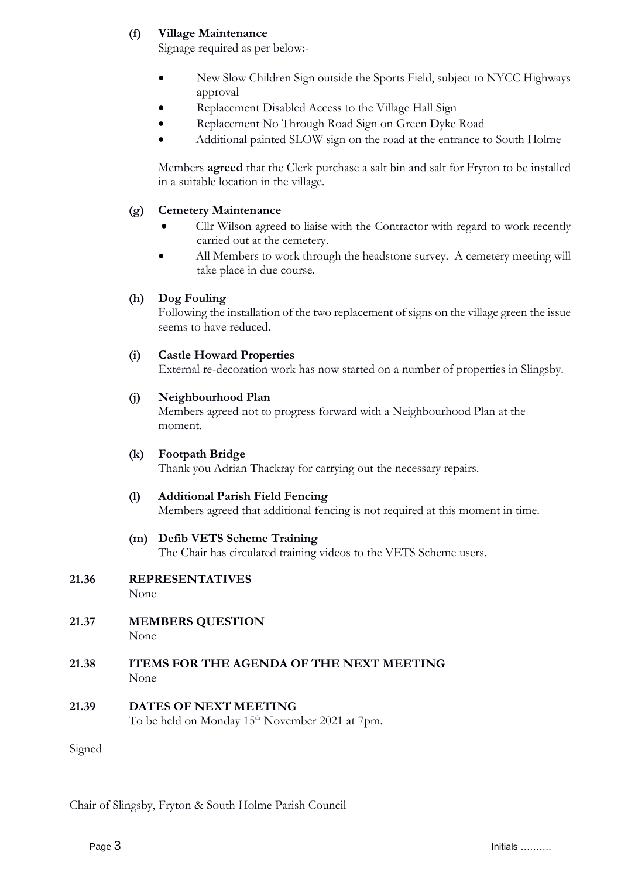**(f) Village Maintenance**

Signage required as per below:-

- New Slow Children Sign outside the Sports Field, subject to NYCC Highways approval
- Replacement Disabled Access to the Village Hall Sign
- Replacement No Through Road Sign on Green Dyke Road
- Additional painted SLOW sign on the road at the entrance to South Holme

Members **agreed** that the Clerk purchase a salt bin and salt for Fryton to be installed in a suitable location in the village.

**(g) Cemetery Maintenance**

- Cllr Wilson agreed to liaise with the Contractor with regard to work recently carried out at the cemetery.
- All Members to work through the headstone survey. A cemetery meeting will take place in due course.

**(h) Dog Fouling**

Following the installation of the two replacement of signs on the village green the issue seems to have reduced.

**(i) Castle Howard Properties**

External re-decoration work has now started on a number of properties in Slingsby.

**(j) Neighbourhood Plan**

Members agreed not to progress forward with a Neighbourhood Plan at the moment.

**(k) Footpath Bridge**

Thank you Adrian Thackray for carrying out the necessary repairs.

**(l) Additional Parish Field Fencing**

Members agreed that additional fencing is not required at this moment in time.

**(m) Defib VETS Scheme Training**

The Chair has circulated training videos to the VETS Scheme users.

## 21.36 REPRESENTATIVES

None

## 21.37 MEMBERS QUESTION

None

## 21.38 ITEMS FOR THE AGENDA OF THE NEXT MEETING

None

## 21.39 DATES OF NEXT MEETING

To be held on Monday 15th November 2021 at 7pm.

Signed

Chair of Slingsby, Fryton & South Holme Parish Council

Initials ……….